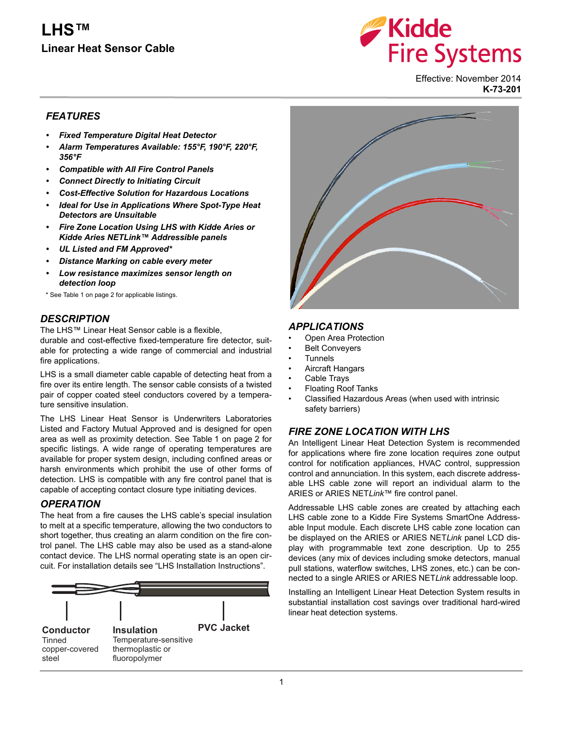# LHS™

## Linear Heat Sensor Cable

Effective: November 2014
**K-73-201**

## FEATURES

- ***Fixed Temperature Digital Heat Detector***
- ***Alarm Temperatures Available: 155°F, 190°F, 220°F, 356°F***
- ***Compatible with All Fire Control Panels***
- ***Connect Directly to Initiating Circuit***
- ***Cost-Effective Solution for Hazardous Locations***
- ***Ideal for Use in Applications Where Spot-Type Heat Detectors are Unsuitable***
- ***Fire Zone Location Using LHS with Kidde Aries or Kidde Aries NETLink™ Addressible panels***
- ***UL Listed and FM Approved****
- ***Distance Marking on cable every meter***
- ***Low resistance maximizes sensor length on detection loop***

* See Table 1 on page 2 for applicable listings.

## DESCRIPTION

The LHS™ Linear Heat Sensor cable is a flexible, durable and cost-effective fixed-temperature fire detector, suitable for protecting a wide range of commercial and industrial fire applications.

LHS is a small diameter cable capable of detecting heat from a fire over its entire length. The sensor cable consists of a twisted pair of copper coated steel conductors covered by a temperature sensitive insulation.

The LHS Linear Heat Sensor is Underwriters Laboratories Listed and Factory Mutual Approved and is designed for open area as well as proximity detection. See Table 1 on page 2 for specific listings. A wide range of operating temperatures are available for proper system design, including confined areas or harsh environments which prohibit the use of other forms of detection. LHS is compatible with any fire control panel that is capable of accepting contact closure type initiating devices.

## OPERATION

The heat from a fire causes the LHS cable's special insulation to melt at a specific temperature, allowing the two conductors to short together, thus creating an alarm condition on the fire control panel. The LHS cable may also be used as a stand-alone contact device. The LHS normal operating state is an open circuit. For installation details see "LHS Installation Instructions".

**Conductor**
Tinned copper-covered steel

**Insulation**
Temperature-sensitive thermoplastic or fluoropolymer

**PVC Jacket**

## APPLICATIONS

- Open Area Protection
- Belt Conveyers
- Tunnels
- Aircraft Hangars
- Cable Trays
- Floating Roof Tanks
- Classified Hazardous Areas (when used with intrinsic safety barriers)

## FIRE ZONE LOCATION WITH LHS

An Intelligent Linear Heat Detection System is recommended for applications where fire zone location requires zone output control for notification appliances, HVAC control, suppression control and annunciation. In this system, each discrete addressable LHS cable zone will report an individual alarm to the ARIES or ARIES NET*Link*™ fire control panel.

Addressable LHS cable zones are created by attaching each LHS cable zone to a Kidde Fire Systems SmartOne Addressable Input module. Each discrete LHS cable zone location can be displayed on the ARIES or ARIES NET*Link* panel LCD display with programmable text zone description. Up to 255 devices (any mix of devices including smoke detectors, manual pull stations, waterflow switches, LHS zones, etc.) can be connected to a single ARIES or ARIES NET*Link* addressable loop.

Installing an Intelligent Linear Heat Detection System results in substantial installation cost savings over traditional hard-wired linear heat detection systems.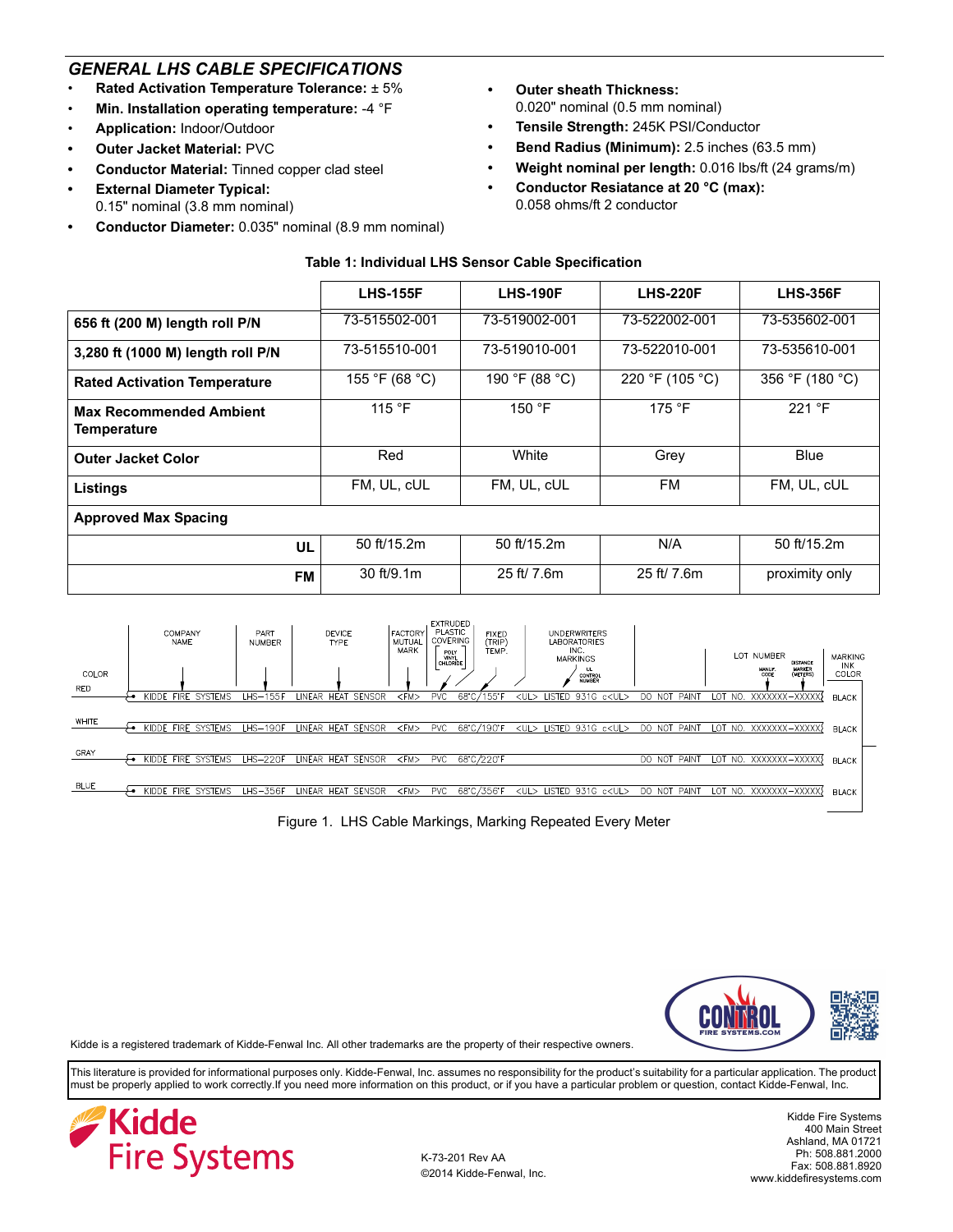## *GENERAL LHS CABLE SPECIFICATIONS*

- **Rated Activation Temperature Tolerance:** ± 5%
- **Min. Installation operating temperature:** -4 °F
- **Application:** Indoor/Outdoor
- **Outer Jacket Material:** PVC
- **Conductor Material:** Tinned copper clad steel
- **External Diameter Typical:** 0.15" nominal (3.8 mm nominal)
- **Conductor Diameter:** 0.035" nominal (8.9 mm nominal)
- **Outer sheath Thickness:** 0.020" nominal (0.5 mm nominal)
- **Tensile Strength:** 245K PSI/Conductor
- **Bend Radius (Minimum):** 2.5 inches (63.5 mm)
- **Weight nominal per length:** 0.016 lbs/ft (24 grams/m)
- **Conductor Resiatance at 20 °C (max):** 0.058 ohms/ft 2 conductor

**Table 1: Individual LHS Sensor Cable Specification**

| | LHS-155F | LHS-190F | LHS-220F | LHS-356F |
|---|---|---|---|---|
| **656 ft (200 M) length roll P/N** | 73-515502-001 | 73-519002-001 | 73-522002-001 | 73-535602-001 |
| **3,280 ft (1000 M) length roll P/N** | 73-515510-001 | 73-519010-001 | 73-522010-001 | 73-535610-001 |
| **Rated Activation Temperature** | 155 °F (68 °C) | 190 °F (88 °C) | 220 °F (105 °C) | 356 °F (180 °C) |
| **Max Recommended Ambient Temperature** | 115 °F | 150 °F | 175 °F | 221 °F |
| **Outer Jacket Color** | Red | White | Grey | Blue |
| **Listings** | FM, UL, cUL | FM, UL, cUL | FM | FM, UL, cUL |
| **Approved Max Spacing** | | | | |
| **UL** | 50 ft/15.2m | 50 ft/15.2m | N/A | 50 ft/15.2m |
| **FM** | 30 ft/9.1m | 25 ft/ 7.6m | 25 ft/ 7.6m | proximity only |

COLOR | COMPANY NAME | PART NUMBER | DEVICE TYPE | FACTORY MUTUAL MARK | EXTRUDED PLASTIC COVERING (POLY VINYL CHLORIDE) | FIXED (TRIP) TEMP. | UNDERWRITERS LABORATORIES INC. MARKINGS (UL CONTROL NUMBER) | LOT NUMBER (MANUF. CODE, DISTANCE MARKER (METERS)) | MARKING INK COLOR

RED: KIDDE FIRE SYSTEMS LHS-155F LINEAR HEAT SENSOR <FM> PVC 68°C/155°F <UL> LISTED 931G c<UL> DO NOT PAINT LOT NO. XXXXXXX-XXXXX BLACK

WHITE: KIDDE FIRE SYSTEMS LHS-190F LINEAR HEAT SENSOR <FM> PVC 68°C/190°F <UL> LISTED 931G c<UL> DO NOT PAINT LOT NO. XXXXXXX-XXXXX BLACK

GRAY: KIDDE FIRE SYSTEMS LHS-220F LINEAR HEAT SENSOR <FM> PVC 68°C/220°F DO NOT PAINT LOT NO. XXXXXXX-XXXXX BLACK

BLUE: KIDDE FIRE SYSTEMS LHS-356F LINEAR HEAT SENSOR <FM> PVC 68°C/356°F <UL> LISTED 931G c<UL> DO NOT PAINT LOT NO. XXXXXXX-XXXXX BLACK

Figure 1. LHS Cable Markings, Marking Repeated Every Meter

Kidde is a registered trademark of Kidde-Fenwal Inc. All other trademarks are the property of their respective owners.

This literature is provided for informational purposes only. Kidde-Fenwal, Inc. assumes no responsibility for the product's suitability for a particular application. The product must be properly applied to work correctly.If you need more information on this product, or if you have a particular problem or question, contact Kidde-Fenwal, Inc.

Kidde Fire Systems

K-73-201 Rev AA
©2014 Kidde-Fenwal, Inc.

Kidde Fire Systems
400 Main Street
Ashland, MA 01721
Ph: 508.881.2000
Fax: 508.881.8920
www.kiddefiresystems.com